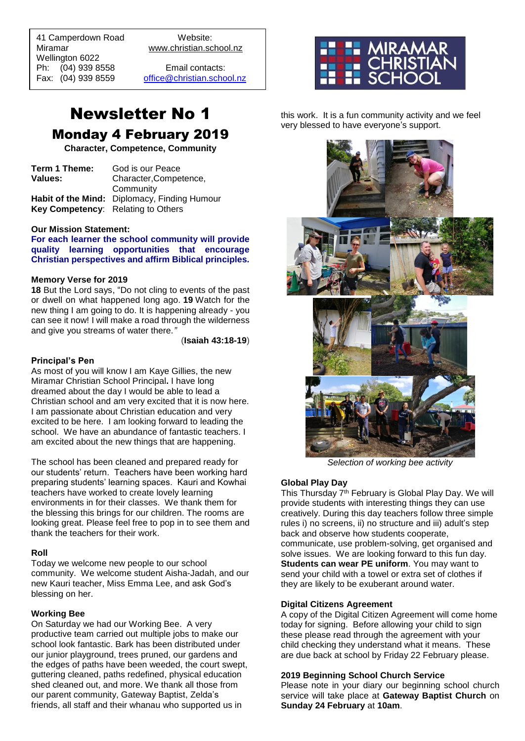41 Camperdown Road
Miramar
Wellington 6022
Ph: (04) 939 8558
Fax: (04) 939 8559

Website:
www.christian.school.nz

Email contacts:
office@christian.school.nz

# Newsletter No 1

## Monday 4 February 2019

**Character, Competence, Community**

| | |
|---|---|
| **Term 1 Theme:** | God is our Peace |
| **Values:** | Character,Competence, Community |
| **Habit of the Mind:** | Diplomacy, Finding Humour |
| **Key Competency**: | Relating to Others |

### Our Mission Statement:

**For each learner the school community will provide quality learning opportunities that encourage Christian perspectives and affirm Biblical principles.**

### Memory Verse for 2019

**18** But the Lord says, "Do not cling to events of the past or dwell on what happened long ago. **19** Watch for the new thing I am going to do. It is happening already - you can see it now! I will make a road through the wilderness and give you streams of water there.*"*

(**Isaiah 43:18-19**)

### Principal's Pen

As most of you will know I am Kaye Gillies, the new Miramar Christian School Principal**.** I have long dreamed about the day I would be able to lead a Christian school and am very excited that it is now here. I am passionate about Christian education and very excited to be here. I am looking forward to leading the school. We have an abundance of fantastic teachers. I am excited about the new things that are happening.

The school has been cleaned and prepared ready for our students' return. Teachers have been working hard preparing students' learning spaces. Kauri and Kowhai teachers have worked to create lovely learning environments in for their classes. We thank them for the blessing this brings for our children. The rooms are looking great. Please feel free to pop in to see them and thank the teachers for their work.

### Roll

Today we welcome new people to our school community. We welcome student Aisha-Jadah, and our new Kauri teacher, Miss Emma Lee, and ask God's blessing on her.

### Working Bee

On Saturday we had our Working Bee. A very productive team carried out multiple jobs to make our school look fantastic. Bark has been distributed under our junior playground, trees pruned, our gardens and the edges of paths have been weeded, the court swept, guttering cleaned, paths redefined, physical education shed cleaned out, and more. We thank all those from our parent community, Gateway Baptist, Zelda's friends, all staff and their whanau who supported us in this work. It is a fun community activity and we feel very blessed to have everyone's support.

*Selection of working bee activity*

### Global Play Day

This Thursday 7th February is Global Play Day. We will provide students with interesting things they can use creatively. During this day teachers follow three simple rules i) no screens, ii) no structure and iii) adult's step back and observe how students cooperate, communicate, use problem-solving, get organised and solve issues. We are looking forward to this fun day. **Students can wear PE uniform**. You may want to send your child with a towel or extra set of clothes if they are likely to be exuberant around water.

### Digital Citizens Agreement

A copy of the Digital Citizen Agreement will come home today for signing. Before allowing your child to sign these please read through the agreement with your child checking they understand what it means. These are due back at school by Friday 22 February please.

### 2019 Beginning School Church Service

Please note in your diary our beginning school church service will take place at **Gateway Baptist Church** on **Sunday 24 February** at **10am**.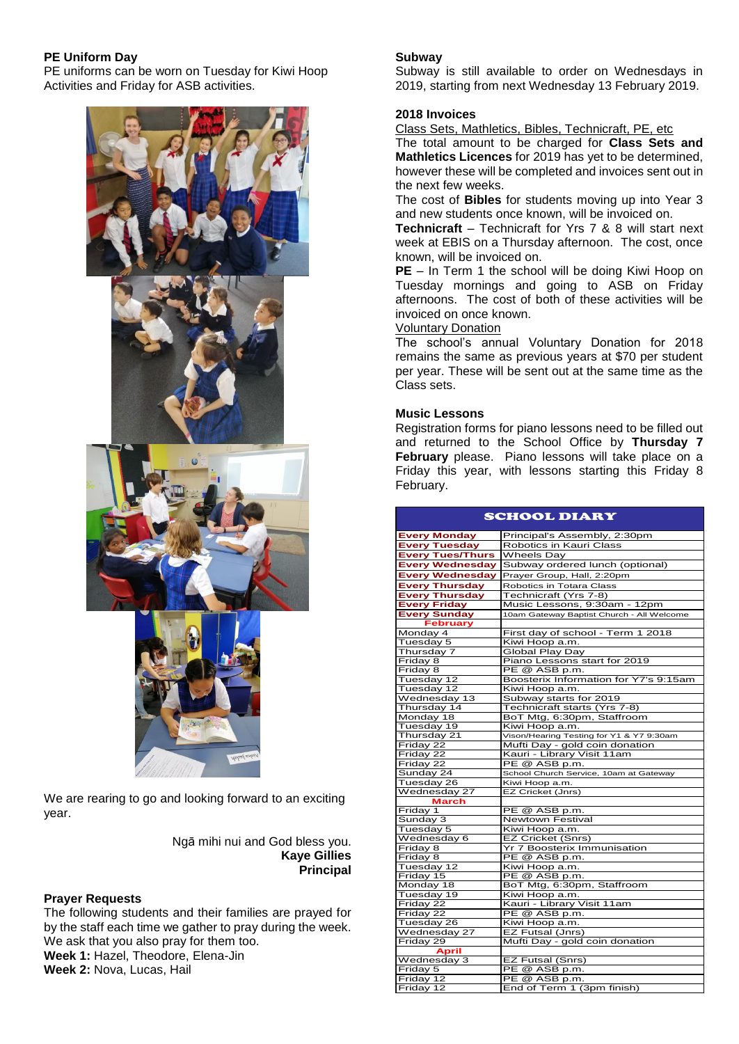### PE Uniform Day

PE uniforms can be worn on Tuesday for Kiwi Hoop Activities and Friday for ASB activities.

We are rearing to go and looking forward to an exciting year.

Ngā mihi nui and God bless you.
**Kaye Gillies**
**Principal**

### Prayer Requests

The following students and their families are prayed for by the staff each time we gather to pray during the week. We ask that you also pray for them too.

**Week 1:** Hazel, Theodore, Elena-Jin
**Week 2:** Nova, Lucas, Hail

### Subway

Subway is still available to order on Wednesdays in 2019, starting from next Wednesday 13 February 2019.

### 2018 Invoices

Class Sets, Mathletics, Bibles, Technicraft, PE, etc

The total amount to be charged for **Class Sets and Mathletics Licences** for 2019 has yet to be determined, however these will be completed and invoices sent out in the next few weeks.

The cost of **Bibles** for students moving up into Year 3 and new students once known, will be invoiced on.

**Technicraft** – Technicraft for Yrs 7 & 8 will start next week at EBIS on a Thursday afternoon. The cost, once known, will be invoiced on.

**PE** – In Term 1 the school will be doing Kiwi Hoop on Tuesday mornings and going to ASB on Friday afternoons. The cost of both of these activities will be invoiced on once known.

Voluntary Donation

The school's annual Voluntary Donation for 2018 remains the same as previous years at $70 per student per year. These will be sent out at the same time as the Class sets.

### Music Lessons

Registration forms for piano lessons need to be filled out and returned to the School Office by **Thursday 7 February** please. Piano lessons will take place on a Friday this year, with lessons starting this Friday 8 February.

| SCHOOL DIARY | |
|---|---|
| Every Monday | Principal's Assembly, 2:30pm |
| Every Tuesday | Robotics in Kauri Class |
| Every Tues/Thurs | Wheels Day |
| Every Wednesday | Subway ordered lunch (optional) |
| Every Wednesday | Prayer Group, Hall, 2:20pm |
| Every Thursday | Robotics in Totara Class |
| Every Thursday | Technicraft (Yrs 7-8) |
| Every Friday | Music Lessons, 9:30am - 12pm |
| Every Sunday | 10am Gateway Baptist Church - All Welcome |
| **February** | |
| Monday 4 | First day of school - Term 1 2018 |
| Tuesday 5 | Kiwi Hoop a.m. |
| Thursday 7 | Global Play Day |
| Friday 8 | Piano Lessons start for 2019 |
| Friday 8 | PE @ ASB p.m. |
| Tuesday 12 | Boosterix Information for Y7's 9:15am |
| Tuesday 12 | Kiwi Hoop a.m. |
| Wednesday 13 | Subway starts for 2019 |
| Thursday 14 | Technicraft starts (Yrs 7-8) |
| Monday 18 | BoT Mtg, 6:30pm, Staffroom |
| Tuesday 19 | Kiwi Hoop a.m. |
| Thursday 21 | Vison/Hearing Testing for Y1 & Y7 9:30am |
| Friday 22 | Mufti Day - gold coin donation |
| Friday 22 | Kauri - Library Visit 11am |
| Friday 22 | PE @ ASB p.m. |
| Sunday 24 | School Church Service, 10am at Gateway |
| Tuesday 26 | Kiwi Hoop a.m. |
| Wednesday 27 | EZ Cricket (Jnrs) |
| **March** | |
| Friday 1 | PE @ ASB p.m. |
| Sunday 3 | Newtown Festival |
| Tuesday 5 | Kiwi Hoop a.m. |
| Wednesday 6 | EZ Cricket (Snrs) |
| Friday 8 | Yr 7 Boosterix Immunisation |
| Friday 8 | PE @ ASB p.m. |
| Tuesday 12 | Kiwi Hoop a.m. |
| Friday 15 | PE @ ASB p.m. |
| Monday 18 | BoT Mtg, 6:30pm, Staffroom |
| Tuesday 19 | Kiwi Hoop a.m. |
| Friday 22 | Kauri - Library Visit 11am |
| Friday 22 | PE @ ASB p.m. |
| Tuesday 26 | Kiwi Hoop a.m. |
| Wednesday 27 | EZ Futsal (Jnrs) |
| Friday 29 | Mufti Day - gold coin donation |
| **April** | |
| Wednesday 3 | EZ Futsal (Snrs) |
| Friday 5 | PE @ ASB p.m. |
| Friday 12 | PE @ ASB p.m. |
| Friday 12 | End of Term 1 (3pm finish) |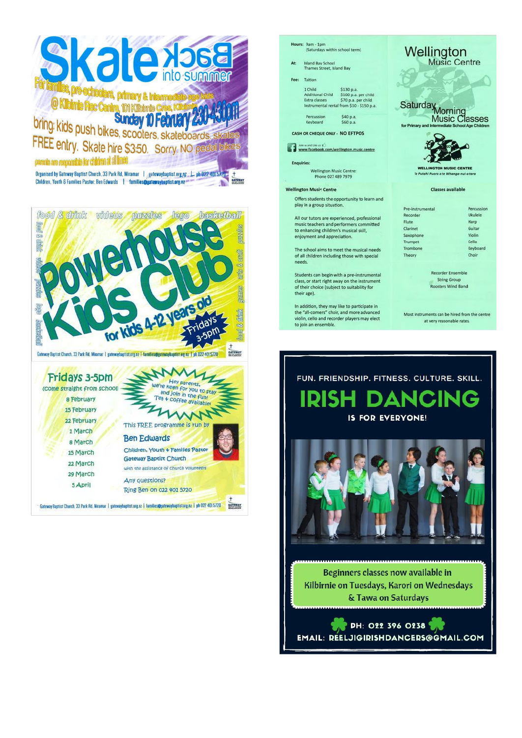# Skate Back into summer

For families, pre-schoolers, primary & intermediate age kids

@ Kilbirnie Rec Centre, 101 Kilbirnie Cres, Kilbirnie

**Sunday 10 February 2:30-4:30pm**

bring: kids push bikes, scooters, skateboards, skates

FREE entry. Skate hire $3.50. Sorry, NO pedal bikes

parents are responsible for children at all times

Organised by Gateway Baptist Church, 33 Park Rd, Miramar | gatewaybaptist.org.nz | ph 022 401 5720
Children, Youth & Families Pastor: Ben Edwards | families@gatewaybaptist.org.nz

# Powerhouse Kids Club

food & drink · videos · puzzles · lego · basketball · arts & craft · games

for kids 4-12 years old

Fridays 3-5pm

Gateway Baptist Church, 33 Park Rd, Miramar | gatewaybaptist.org.nz | families@gatewaybaptist.org.nz | ph 022 401 5720

## Fridays 3-5pm

(come straight from school)

- 8 February
- 15 February
- 22 February
- 1 March
- 8 March
- 15 March
- 22 March
- 29 March
- 5 April

Hey parents, we're keen for you to stay and join in the fun! Tea + coffee available!

This FREE programme is run by

**Ben Edwards**

Children, Youth + Families Pastor
Gateway Baptist Church

with the assistance of church volunteers

Any questions?
Ring Ben on 022 401 5720

Gateway Baptist Church, 33 Park Rd, Miramar | gatewaybaptist.org.nz | families@gatewaybaptist.org.nz | ph 022 401 5720

# Wellington Music Centre

## Saturday Morning Music Classes

for Primary and Intermediate School Age Children

WELLINGTON MUSIC CENTRE
Te Putahi Puoro o te Whanga-nui-a-tara

**Hours:** 9am - 1pm (Saturdays within school term)

**At:** Island Bay School, Thames Street, Island Bay

**Fee:** Tuition

| | |
|---|---|
| 1 Child | $130 p.a. |
| Additional Child | $100 p.a. per child |
| Extra classes | $70 p.a. per child |
| Instrumental rental from $10 - $150 p.a. | |
| Percussion | $40 p.a. |
| Keyboard | $60 p.a. |

CASH OR CHEQUE ONLY - NO EFTPOS

Join us and Like us www.facebook.com/wellington.music.centre

**Enquiries:**

Wellington Music Centre
Phone 027 489 7979

### Wellington Music Centre

Offers students the opportunity to learn and play in a group situation.

All our tutors are experienced, professional music teachers and performers committed to enhancing children's musical skill, enjoyment and appreciation.

The school aims to meet the musical needs of all children including those with special needs.

Students can begin with a pre-instrumental class, or start right away on the instrument of their choice (subject to suitability for their age).

In addition, they may like to participate in the "all-comers" choir, and more advanced violin, cello and recorder players may elect to join an ensemble.

### Classes available

| | |
|---|---|
| Pre-instrumental | Percussion |
| Recorder | Ukulele |
| Flute | Harp |
| Clarinet | Guitar |
| Saxophone | Violin |
| Trumpet | Cello |
| Trombone | Keyboard |
| Theory | Choir |

Recorder Ensemble
String Group
Roosters Wind Band

Most instruments can be hired from the centre at very reasonable rates.

FUN. FRIENDSHIP. FITNESS. CULTURE. SKILL.

# IRISH DANCING

**IS FOR EVERYONE!**

Beginners classes now available in Kilbirnie on Tuesdays, Karori on Wednesdays & Tawa on Saturdays

PH: 022 396 0238

EMAIL: REELJIGIRISHDANCERS@GMAIL.COM